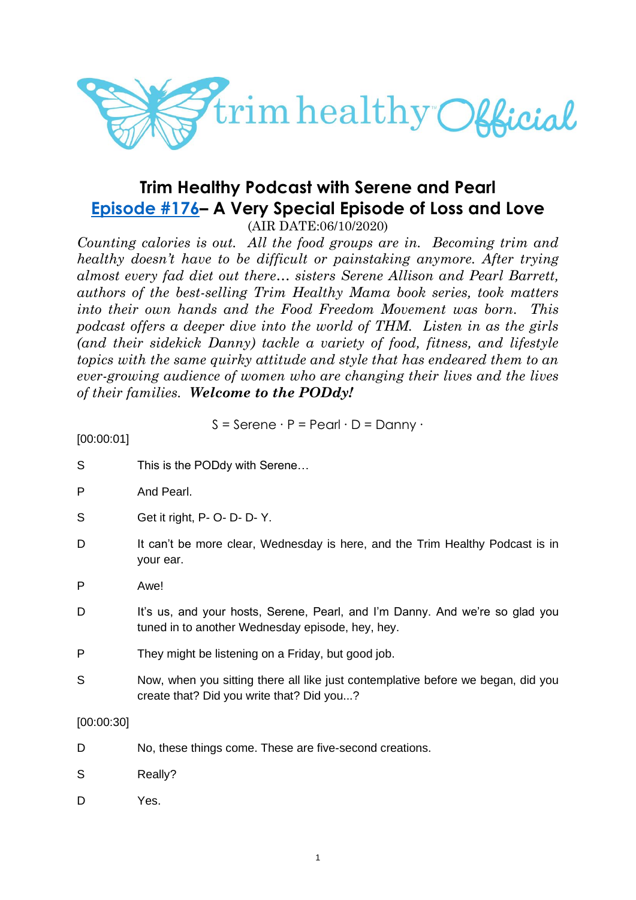# Trim Healthy Podcast with Serene and Pearl

## Episode #176– A Very Special Episode of Loss and Love

(AIR DATE:06/10/2020)

*Counting calories is out. All the food groups are in. Becoming trim and healthy doesn't have to be difficult or painstaking anymore. After trying almost every fad diet out there… sisters Serene Allison and Pearl Barrett, authors of the best-selling Trim Healthy Mama book series, took matters into their own hands and the Food Freedom Movement was born. This podcast offers a deeper dive into the world of THM. Listen in as the girls (and their sidekick Danny) tackle a variety of food, fitness, and lifestyle topics with the same quirky attitude and style that has endeared them to an ever-growing audience of women who are changing their lives and the lives of their families.* ***Welcome to the PODdy!***

S = Serene · P = Pearl · D = Danny ·

[00:00:01]

S This is the PODdy with Serene…

P And Pearl.

S Get it right, P- O- D- D- Y.

D It can't be more clear, Wednesday is here, and the Trim Healthy Podcast is in your ear.

P Awe!

D It's us, and your hosts, Serene, Pearl, and I'm Danny. And we're so glad you tuned in to another Wednesday episode, hey, hey.

P They might be listening on a Friday, but good job.

S Now, when you sitting there all like just contemplative before we began, did you create that? Did you write that? Did you...?

[00:00:30]

D No, these things come. These are five-second creations.

S Really?

D Yes.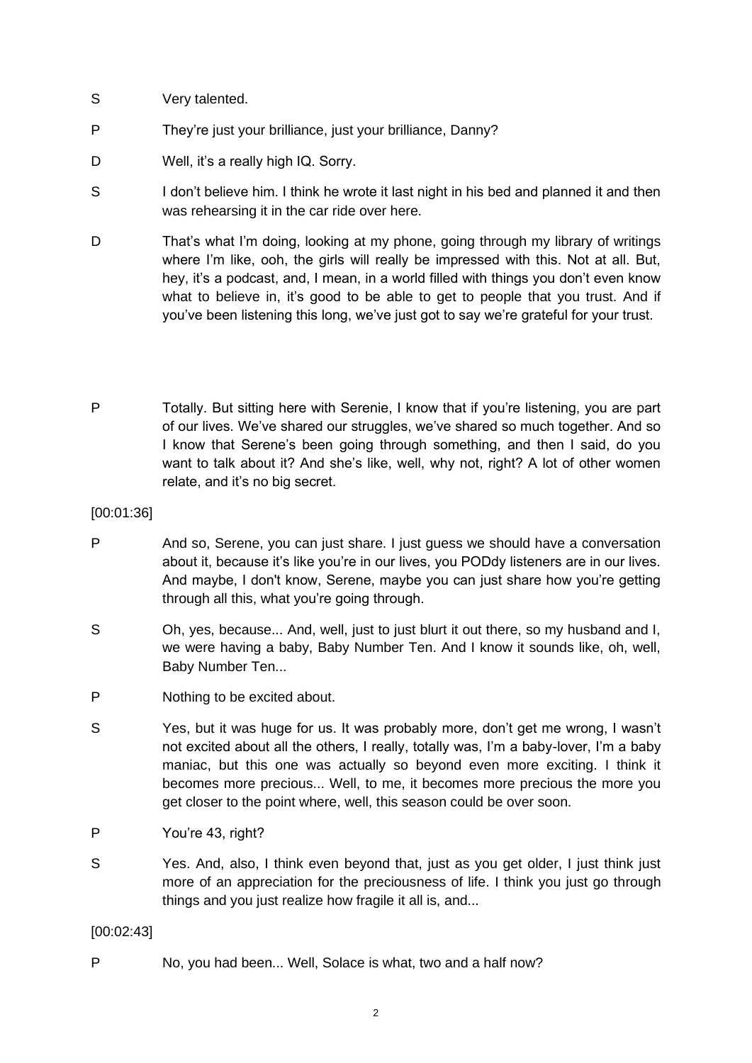S Very talented.

P They're just your brilliance, just your brilliance, Danny?

D Well, it's a really high IQ. Sorry.

S I don't believe him. I think he wrote it last night in his bed and planned it and then was rehearsing it in the car ride over here.

D That's what I'm doing, looking at my phone, going through my library of writings where I'm like, ooh, the girls will really be impressed with this. Not at all. But, hey, it's a podcast, and, I mean, in a world filled with things you don't even know what to believe in, it's good to be able to get to people that you trust. And if you've been listening this long, we've just got to say we're grateful for your trust.

P Totally. But sitting here with Serenie, I know that if you're listening, you are part of our lives. We've shared our struggles, we've shared so much together. And so I know that Serene's been going through something, and then I said, do you want to talk about it? And she's like, well, why not, right? A lot of other women relate, and it's no big secret.

[00:01:36]

P And so, Serene, you can just share. I just guess we should have a conversation about it, because it's like you're in our lives, you PODdy listeners are in our lives. And maybe, I don't know, Serene, maybe you can just share how you're getting through all this, what you're going through.

S Oh, yes, because... And, well, just to just blurt it out there, so my husband and I, we were having a baby, Baby Number Ten. And I know it sounds like, oh, well, Baby Number Ten...

P Nothing to be excited about.

S Yes, but it was huge for us. It was probably more, don't get me wrong, I wasn't not excited about all the others, I really, totally was, I'm a baby-lover, I'm a baby maniac, but this one was actually so beyond even more exciting. I think it becomes more precious... Well, to me, it becomes more precious the more you get closer to the point where, well, this season could be over soon.

P You're 43, right?

S Yes. And, also, I think even beyond that, just as you get older, I just think just more of an appreciation for the preciousness of life. I think you just go through things and you just realize how fragile it all is, and...

[00:02:43]

P No, you had been... Well, Solace is what, two and a half now?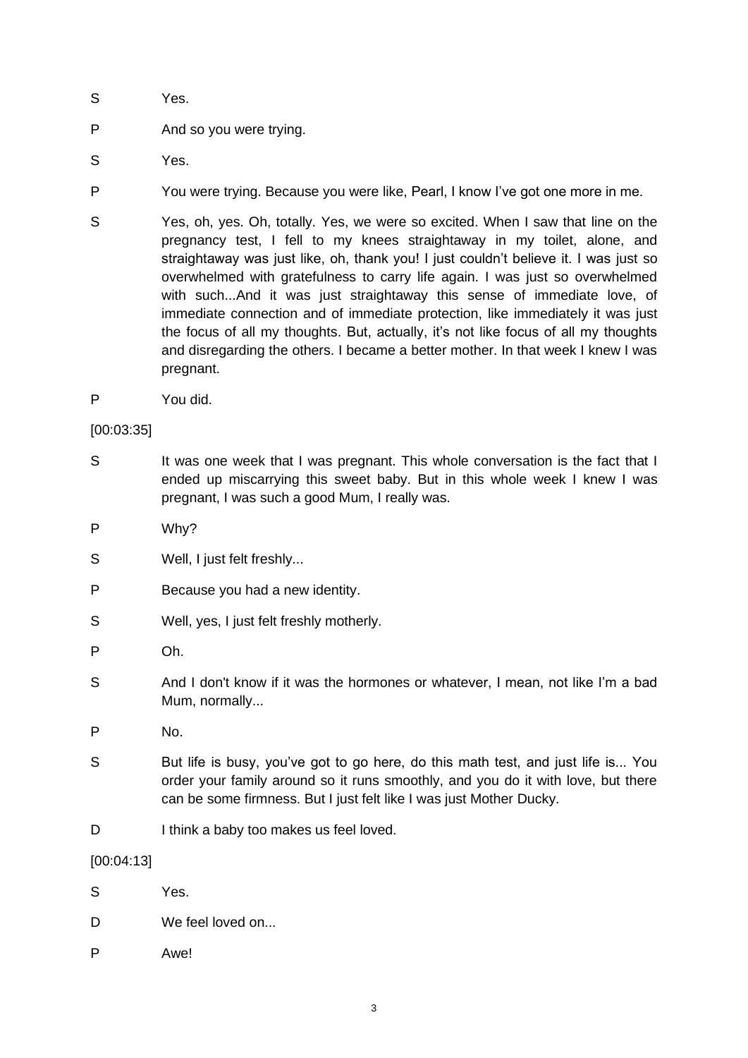S Yes.

P And so you were trying.

S Yes.

P You were trying. Because you were like, Pearl, I know I've got one more in me.

S Yes, oh, yes. Oh, totally. Yes, we were so excited. When I saw that line on the pregnancy test, I fell to my knees straightaway in my toilet, alone, and straightaway was just like, oh, thank you! I just couldn't believe it. I was just so overwhelmed with gratefulness to carry life again. I was just so overwhelmed with such...And it was just straightaway this sense of immediate love, of immediate connection and of immediate protection, like immediately it was just the focus of all my thoughts. But, actually, it's not like focus of all my thoughts and disregarding the others. I became a better mother. In that week I knew I was pregnant.

P You did.

[00:03:35]

S It was one week that I was pregnant. This whole conversation is the fact that I ended up miscarrying this sweet baby. But in this whole week I knew I was pregnant, I was such a good Mum, I really was.

P Why?

S Well, I just felt freshly...

P Because you had a new identity.

S Well, yes, I just felt freshly motherly.

P Oh.

S And I don't know if it was the hormones or whatever, I mean, not like I'm a bad Mum, normally...

P No.

S But life is busy, you've got to go here, do this math test, and just life is... You order your family around so it runs smoothly, and you do it with love, but there can be some firmness. But I just felt like I was just Mother Ducky.

D I think a baby too makes us feel loved.

[00:04:13]

S Yes.

D We feel loved on...

P Awe!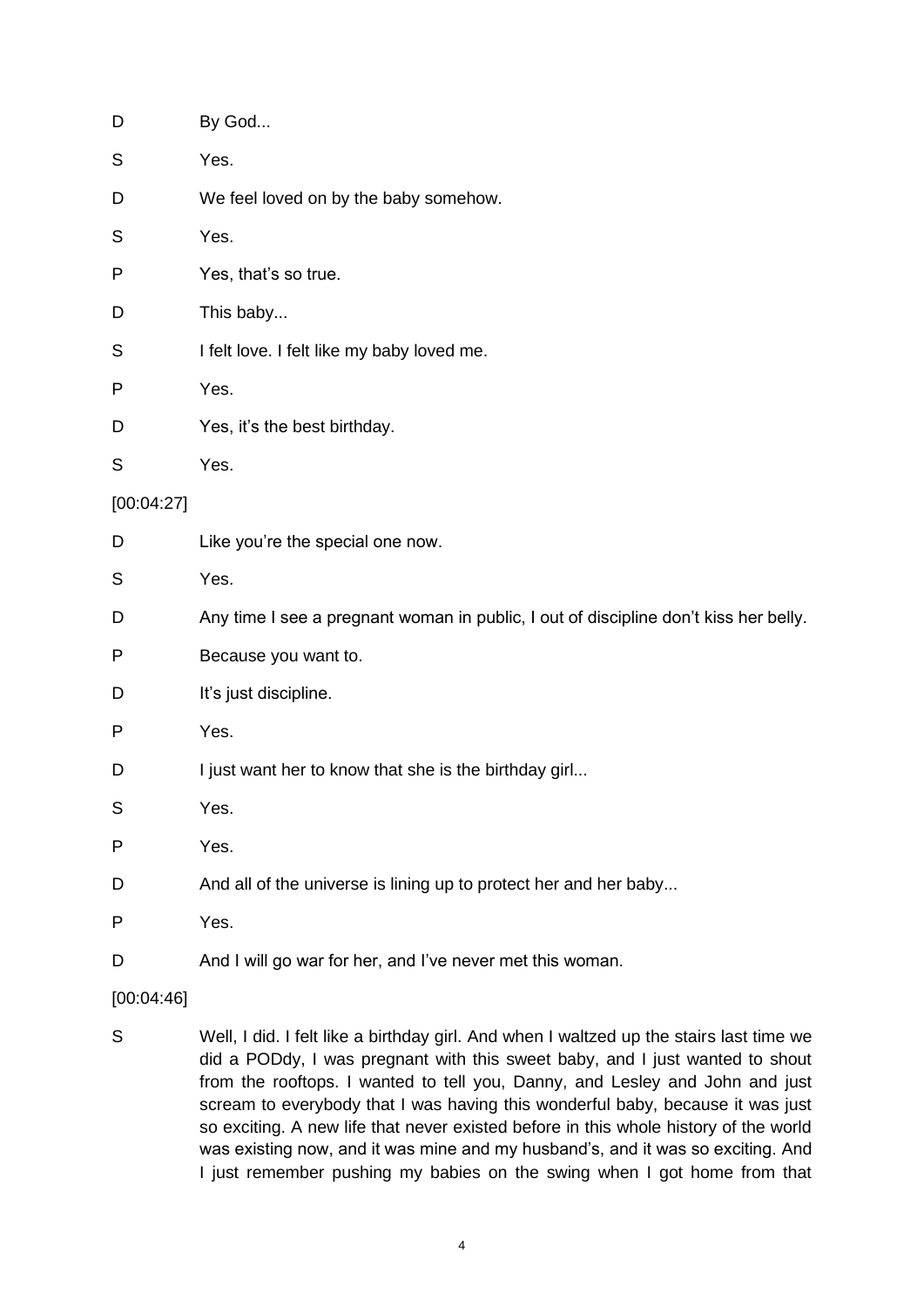D	By God...

S	Yes.

D	We feel loved on by the baby somehow.

S	Yes.

P	Yes, that's so true.

D	This baby...

S	I felt love. I felt like my baby loved me.

P	Yes.

D	Yes, it's the best birthday.

S	Yes.

[00:04:27]

D	Like you're the special one now.

S	Yes.

D	Any time I see a pregnant woman in public, I out of discipline don't kiss her belly.

P	Because you want to.

D	It's just discipline.

P	Yes.

D	I just want her to know that she is the birthday girl...

S	Yes.

P	Yes.

D	And all of the universe is lining up to protect her and her baby...

P	Yes.

D	And I will go war for her, and I've never met this woman.

[00:04:46]

S	Well, I did. I felt like a birthday girl. And when I waltzed up the stairs last time we did a PODdy, I was pregnant with this sweet baby, and I just wanted to shout from the rooftops. I wanted to tell you, Danny, and Lesley and John and just scream to everybody that I was having this wonderful baby, because it was just so exciting. A new life that never existed before in this whole history of the world was existing now, and it was mine and my husband's, and it was so exciting. And I just remember pushing my babies on the swing when I got home from that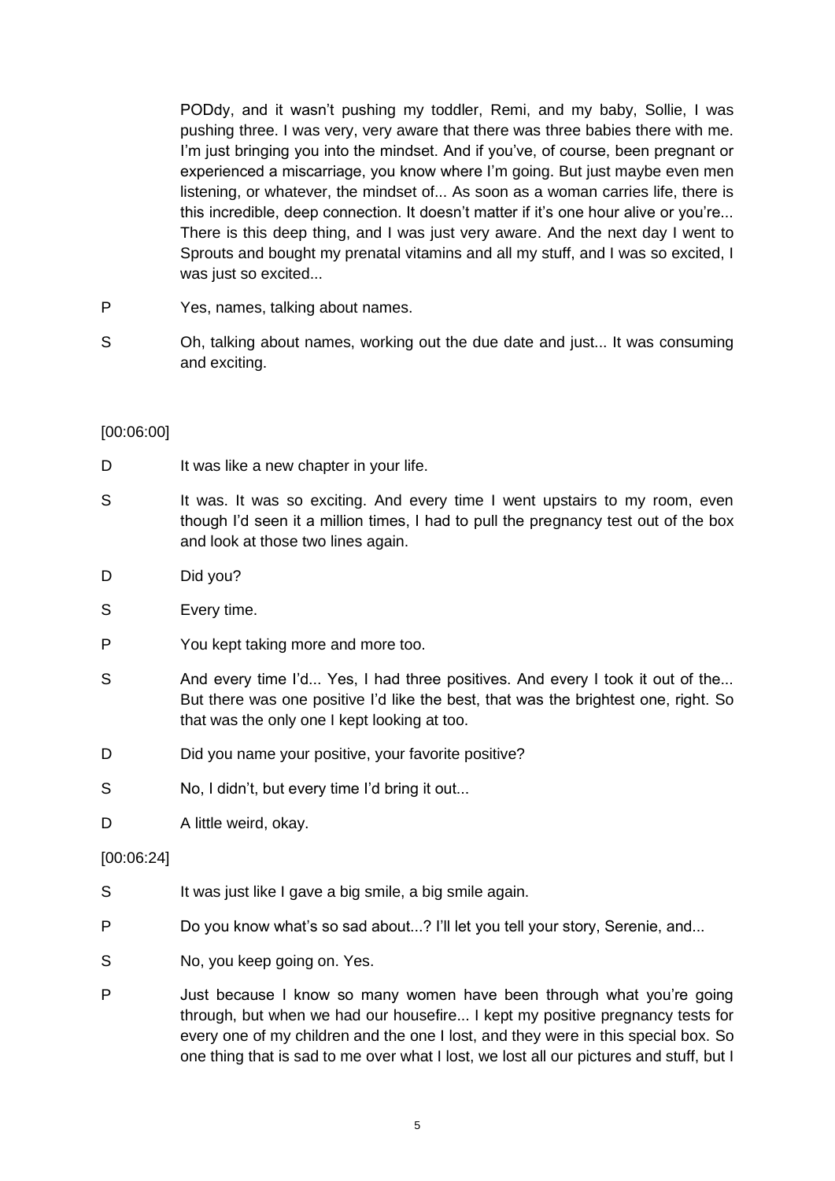PODdy, and it wasn't pushing my toddler, Remi, and my baby, Sollie, I was pushing three. I was very, very aware that there was three babies there with me. I'm just bringing you into the mindset. And if you've, of course, been pregnant or experienced a miscarriage, you know where I'm going. But just maybe even men listening, or whatever, the mindset of... As soon as a woman carries life, there is this incredible, deep connection. It doesn't matter if it's one hour alive or you're... There is this deep thing, and I was just very aware. And the next day I went to Sprouts and bought my prenatal vitamins and all my stuff, and I was so excited, I was just so excited...

P	Yes, names, talking about names.

S	Oh, talking about names, working out the due date and just... It was consuming and exciting.

[00:06:00]

D	It was like a new chapter in your life.

S	It was. It was so exciting. And every time I went upstairs to my room, even though I'd seen it a million times, I had to pull the pregnancy test out of the box and look at those two lines again.

D	Did you?

S	Every time.

P	You kept taking more and more too.

S	And every time I'd... Yes, I had three positives. And every I took it out of the... But there was one positive I'd like the best, that was the brightest one, right. So that was the only one I kept looking at too.

D	Did you name your positive, your favorite positive?

S	No, I didn't, but every time I'd bring it out...

D	A little weird, okay.

[00:06:24]

S	It was just like I gave a big smile, a big smile again.

P	Do you know what's so sad about...? I'll let you tell your story, Serenie, and...

S	No, you keep going on. Yes.

P	Just because I know so many women have been through what you're going through, but when we had our housefire... I kept my positive pregnancy tests for every one of my children and the one I lost, and they were in this special box. So one thing that is sad to me over what I lost, we lost all our pictures and stuff, but I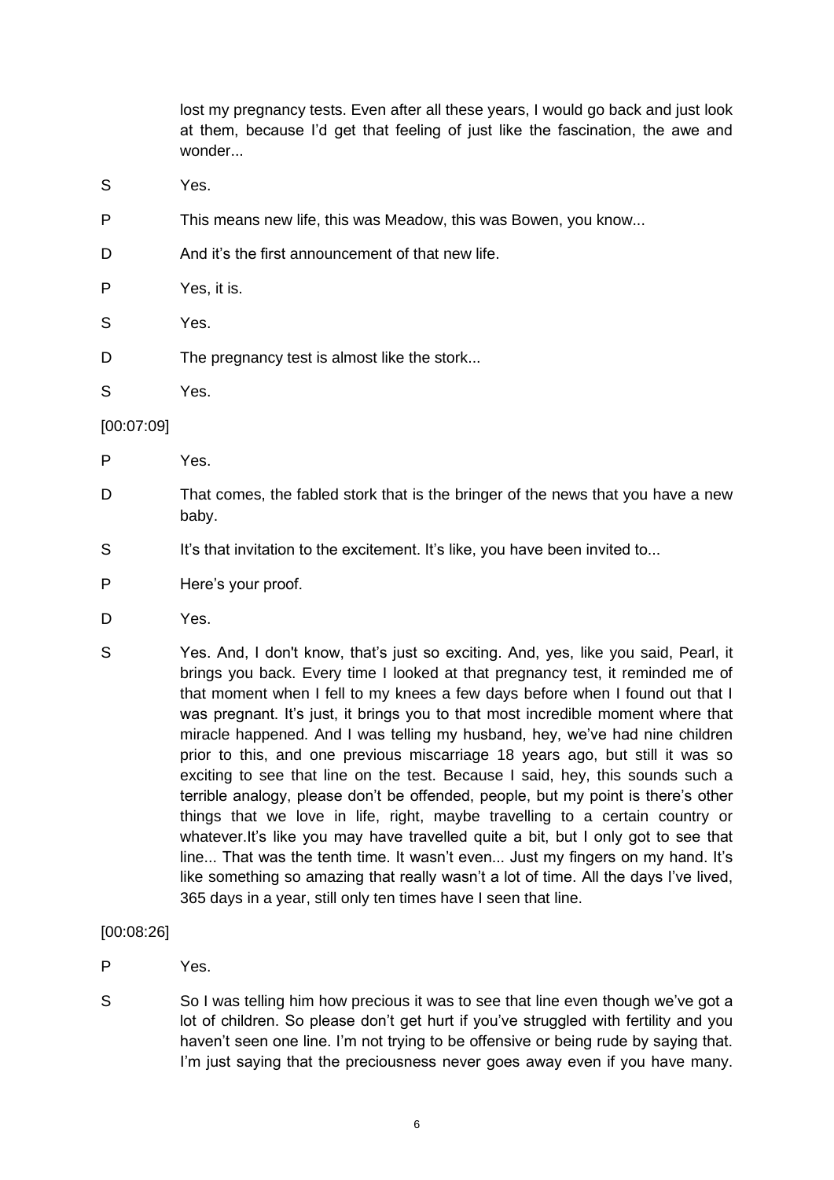lost my pregnancy tests. Even after all these years, I would go back and just look at them, because I'd get that feeling of just like the fascination, the awe and wonder...

S Yes.

P This means new life, this was Meadow, this was Bowen, you know...

D And it's the first announcement of that new life.

P Yes, it is.

S Yes.

D The pregnancy test is almost like the stork...

S Yes.

[00:07:09]

P Yes.

D That comes, the fabled stork that is the bringer of the news that you have a new baby.

S It's that invitation to the excitement. It's like, you have been invited to...

P Here's your proof.

D Yes.

S Yes. And, I don't know, that's just so exciting. And, yes, like you said, Pearl, it brings you back. Every time I looked at that pregnancy test, it reminded me of that moment when I fell to my knees a few days before when I found out that I was pregnant. It's just, it brings you to that most incredible moment where that miracle happened. And I was telling my husband, hey, we've had nine children prior to this, and one previous miscarriage 18 years ago, but still it was so exciting to see that line on the test. Because I said, hey, this sounds such a terrible analogy, please don't be offended, people, but my point is there's other things that we love in life, right, maybe travelling to a certain country or whatever.It's like you may have travelled quite a bit, but I only got to see that line... That was the tenth time. It wasn't even... Just my fingers on my hand. It's like something so amazing that really wasn't a lot of time. All the days I've lived, 365 days in a year, still only ten times have I seen that line.

[00:08:26]

P Yes.

S So I was telling him how precious it was to see that line even though we've got a lot of children. So please don't get hurt if you've struggled with fertility and you haven't seen one line. I'm not trying to be offensive or being rude by saying that. I'm just saying that the preciousness never goes away even if you have many.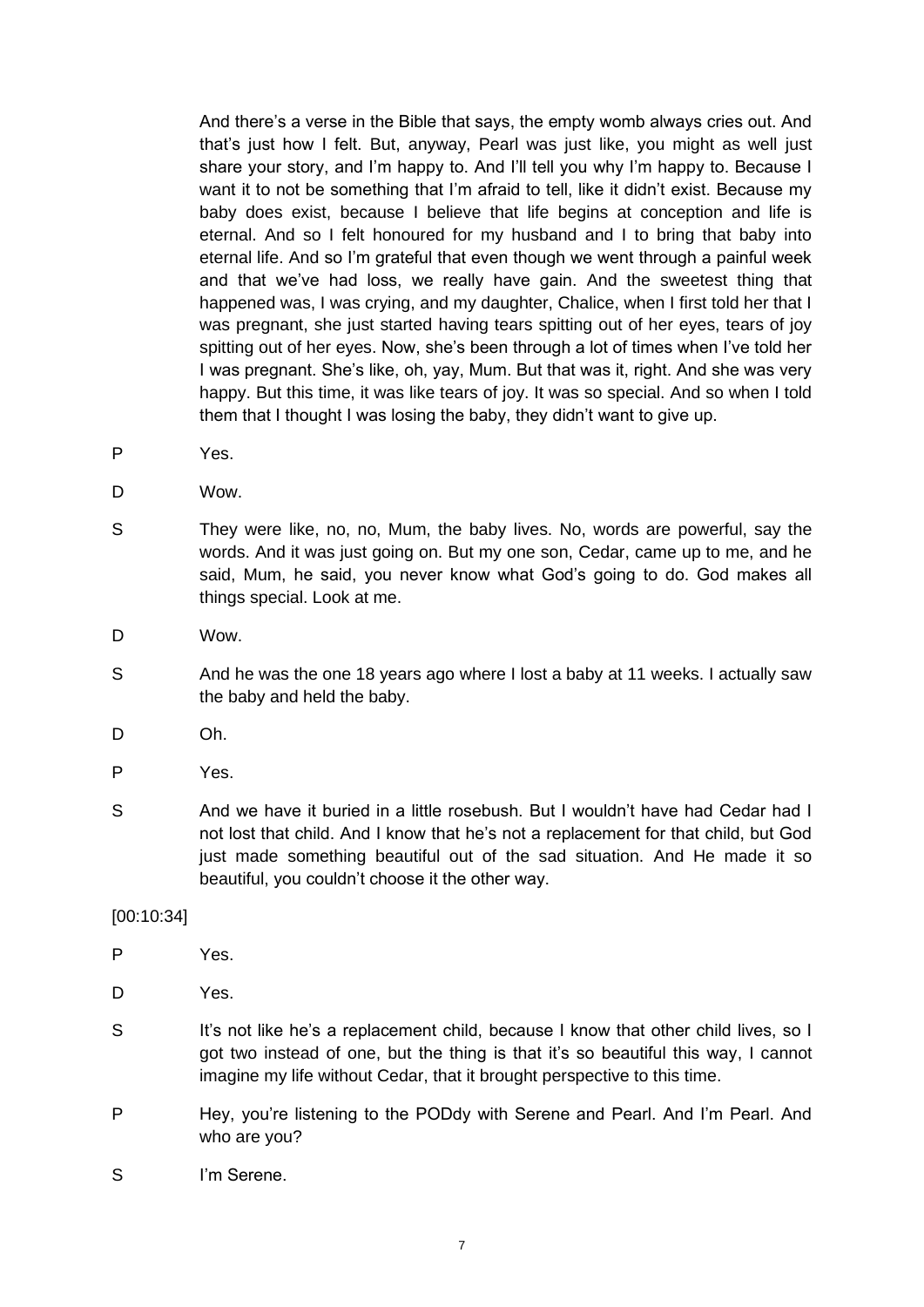And there's a verse in the Bible that says, the empty womb always cries out. And that's just how I felt. But, anyway, Pearl was just like, you might as well just share your story, and I'm happy to. And I'll tell you why I'm happy to. Because I want it to not be something that I'm afraid to tell, like it didn't exist. Because my baby does exist, because I believe that life begins at conception and life is eternal. And so I felt honoured for my husband and I to bring that baby into eternal life. And so I'm grateful that even though we went through a painful week and that we've had loss, we really have gain. And the sweetest thing that happened was, I was crying, and my daughter, Chalice, when I first told her that I was pregnant, she just started having tears spitting out of her eyes, tears of joy spitting out of her eyes. Now, she's been through a lot of times when I've told her I was pregnant. She's like, oh, yay, Mum. But that was it, right. And she was very happy. But this time, it was like tears of joy. It was so special. And so when I told them that I thought I was losing the baby, they didn't want to give up.

P Yes.

D Wow.

S They were like, no, no, Mum, the baby lives. No, words are powerful, say the words. And it was just going on. But my one son, Cedar, came up to me, and he said, Mum, he said, you never know what God's going to do. God makes all things special. Look at me.

D Wow.

S And he was the one 18 years ago where I lost a baby at 11 weeks. I actually saw the baby and held the baby.

D Oh.

P Yes.

S And we have it buried in a little rosebush. But I wouldn't have had Cedar had I not lost that child. And I know that he's not a replacement for that child, but God just made something beautiful out of the sad situation. And He made it so beautiful, you couldn't choose it the other way.

[00:10:34]

P Yes.

D Yes.

S It's not like he's a replacement child, because I know that other child lives, so I got two instead of one, but the thing is that it's so beautiful this way, I cannot imagine my life without Cedar, that it brought perspective to this time.

P Hey, you're listening to the PODdy with Serene and Pearl. And I'm Pearl. And who are you?

S I'm Serene.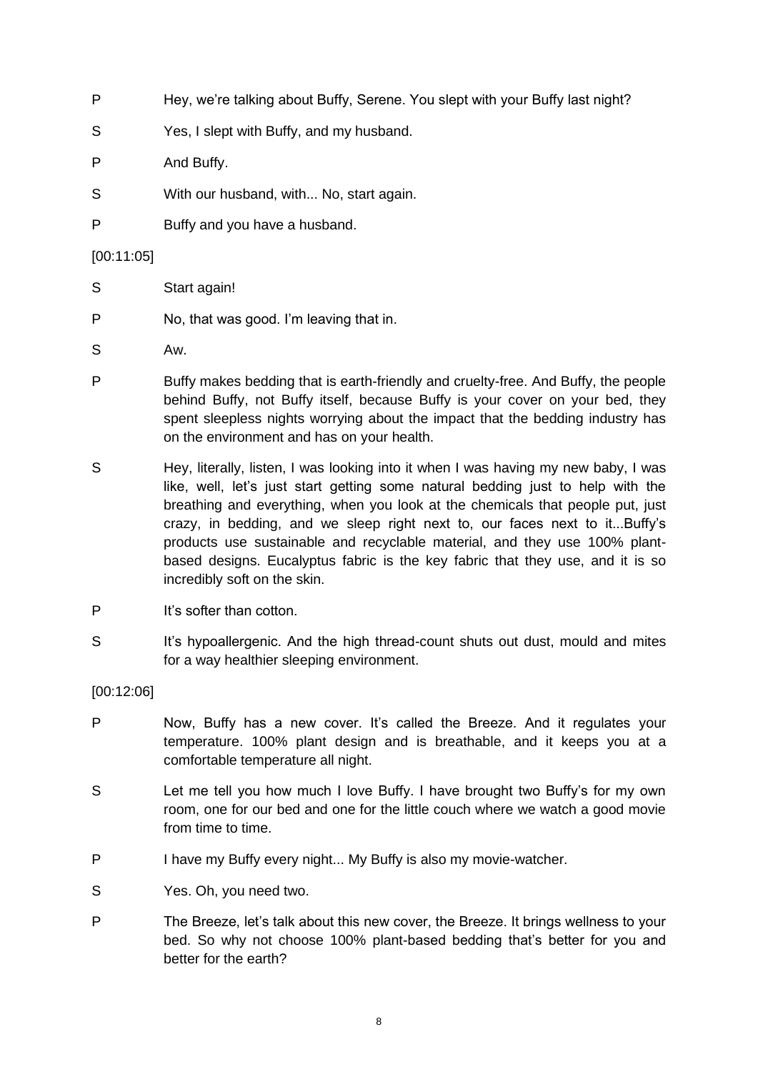P Hey, we're talking about Buffy, Serene. You slept with your Buffy last night?

S Yes, I slept with Buffy, and my husband.

P And Buffy.

S With our husband, with... No, start again.

P Buffy and you have a husband.

[00:11:05]

S Start again!

P No, that was good. I'm leaving that in.

S Aw.

P Buffy makes bedding that is earth-friendly and cruelty-free. And Buffy, the people behind Buffy, not Buffy itself, because Buffy is your cover on your bed, they spent sleepless nights worrying about the impact that the bedding industry has on the environment and has on your health.

S Hey, literally, listen, I was looking into it when I was having my new baby, I was like, well, let's just start getting some natural bedding just to help with the breathing and everything, when you look at the chemicals that people put, just crazy, in bedding, and we sleep right next to, our faces next to it...Buffy's products use sustainable and recyclable material, and they use 100% plant-based designs. Eucalyptus fabric is the key fabric that they use, and it is so incredibly soft on the skin.

P It's softer than cotton.

S It's hypoallergenic. And the high thread-count shuts out dust, mould and mites for a way healthier sleeping environment.

[00:12:06]

P Now, Buffy has a new cover. It's called the Breeze. And it regulates your temperature. 100% plant design and is breathable, and it keeps you at a comfortable temperature all night.

S Let me tell you how much I love Buffy. I have brought two Buffy's for my own room, one for our bed and one for the little couch where we watch a good movie from time to time.

P I have my Buffy every night... My Buffy is also my movie-watcher.

S Yes. Oh, you need two.

P The Breeze, let's talk about this new cover, the Breeze. It brings wellness to your bed. So why not choose 100% plant-based bedding that's better for you and better for the earth?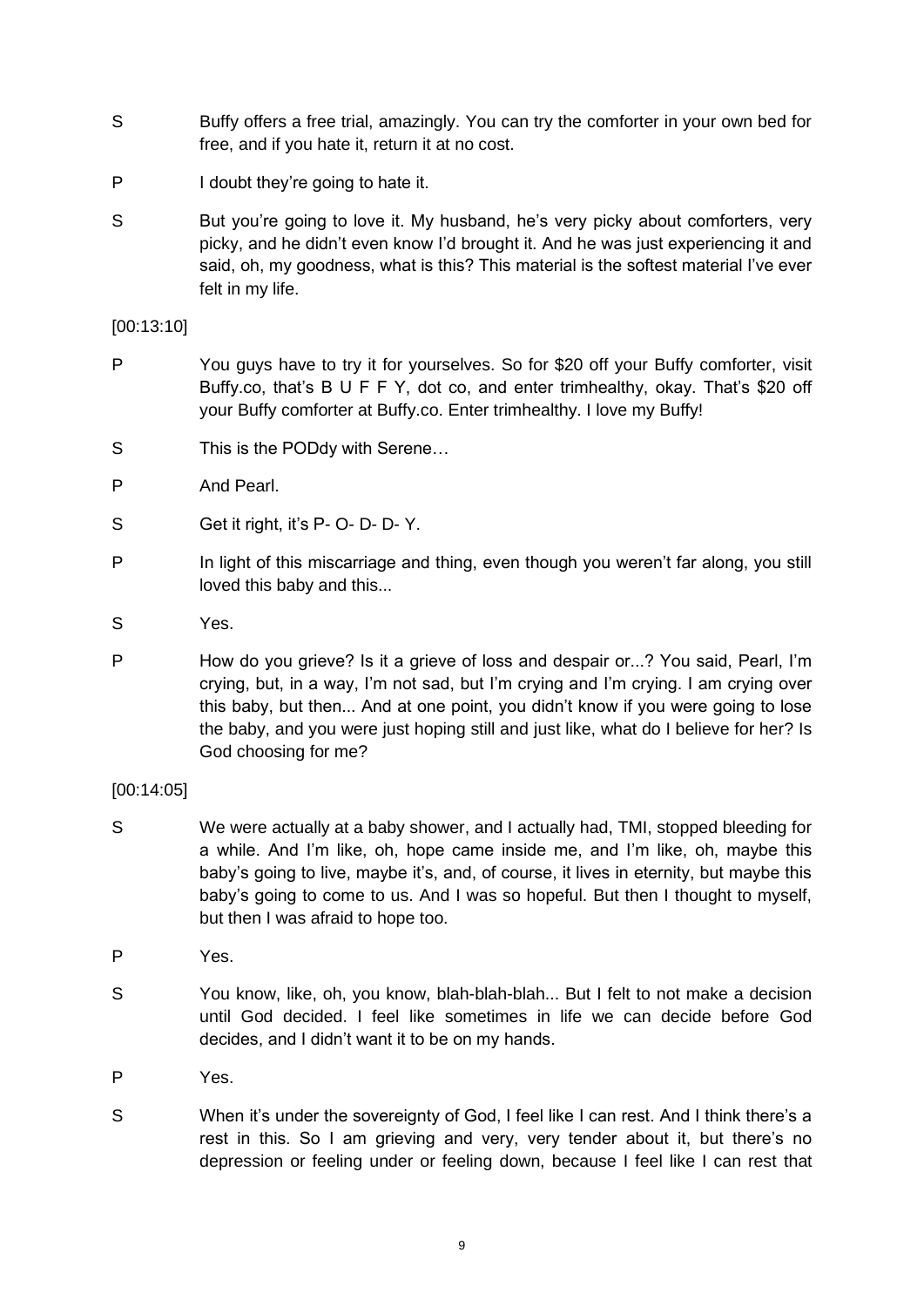S Buffy offers a free trial, amazingly. You can try the comforter in your own bed for free, and if you hate it, return it at no cost.

P I doubt they're going to hate it.

S But you're going to love it. My husband, he's very picky about comforters, very picky, and he didn't even know I'd brought it. And he was just experiencing it and said, oh, my goodness, what is this? This material is the softest material I've ever felt in my life.

[00:13:10]

P You guys have to try it for yourselves. So for $20 off your Buffy comforter, visit Buffy.co, that's B U F F Y, dot co, and enter trimhealthy, okay. That's $20 off your Buffy comforter at Buffy.co. Enter trimhealthy. I love my Buffy!

S This is the PODdy with Serene…

P And Pearl.

S Get it right, it's P- O- D- D- Y.

P In light of this miscarriage and thing, even though you weren't far along, you still loved this baby and this...

S Yes.

P How do you grieve? Is it a grieve of loss and despair or...? You said, Pearl, I'm crying, but, in a way, I'm not sad, but I'm crying and I'm crying. I am crying over this baby, but then... And at one point, you didn't know if you were going to lose the baby, and you were just hoping still and just like, what do I believe for her? Is God choosing for me?

[00:14:05]

S We were actually at a baby shower, and I actually had, TMI, stopped bleeding for a while. And I'm like, oh, hope came inside me, and I'm like, oh, maybe this baby's going to live, maybe it's, and, of course, it lives in eternity, but maybe this baby's going to come to us. And I was so hopeful. But then I thought to myself, but then I was afraid to hope too.

P Yes.

S You know, like, oh, you know, blah-blah-blah... But I felt to not make a decision until God decided. I feel like sometimes in life we can decide before God decides, and I didn't want it to be on my hands.

P Yes.

S When it's under the sovereignty of God, I feel like I can rest. And I think there's a rest in this. So I am grieving and very, very tender about it, but there's no depression or feeling under or feeling down, because I feel like I can rest that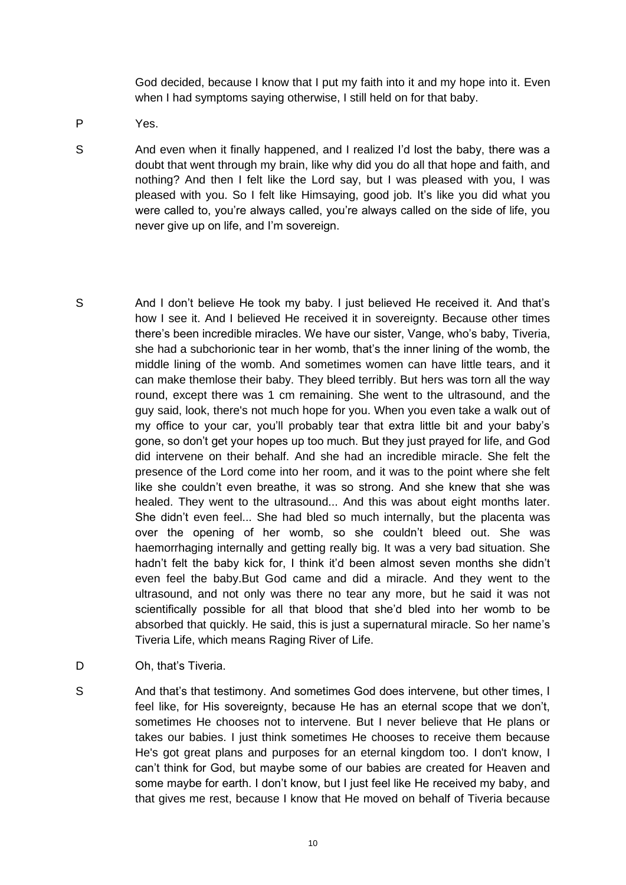God decided, because I know that I put my faith into it and my hope into it. Even when I had symptoms saying otherwise, I still held on for that baby.

P Yes.

S And even when it finally happened, and I realized I'd lost the baby, there was a doubt that went through my brain, like why did you do all that hope and faith, and nothing? And then I felt like the Lord say, but I was pleased with you, I was pleased with you. So I felt like Himsaying, good job. It's like you did what you were called to, you're always called, you're always called on the side of life, you never give up on life, and I'm sovereign.

S And I don't believe He took my baby. I just believed He received it. And that's how I see it. And I believed He received it in sovereignty. Because other times there's been incredible miracles. We have our sister, Vange, who's baby, Tiveria, she had a subchorionic tear in her womb, that's the inner lining of the womb, the middle lining of the womb. And sometimes women can have little tears, and it can make themlose their baby. They bleed terribly. But hers was torn all the way round, except there was 1 cm remaining. She went to the ultrasound, and the guy said, look, there's not much hope for you. When you even take a walk out of my office to your car, you'll probably tear that extra little bit and your baby's gone, so don't get your hopes up too much. But they just prayed for life, and God did intervene on their behalf. And she had an incredible miracle. She felt the presence of the Lord come into her room, and it was to the point where she felt like she couldn't even breathe, it was so strong. And she knew that she was healed. They went to the ultrasound... And this was about eight months later. She didn't even feel... She had bled so much internally, but the placenta was over the opening of her womb, so she couldn't bleed out. She was haemorrhaging internally and getting really big. It was a very bad situation. She hadn't felt the baby kick for, I think it'd been almost seven months she didn't even feel the baby.But God came and did a miracle. And they went to the ultrasound, and not only was there no tear any more, but he said it was not scientifically possible for all that blood that she'd bled into her womb to be absorbed that quickly. He said, this is just a supernatural miracle. So her name's Tiveria Life, which means Raging River of Life.

D Oh, that's Tiveria.

S And that's that testimony. And sometimes God does intervene, but other times, I feel like, for His sovereignty, because He has an eternal scope that we don't, sometimes He chooses not to intervene. But I never believe that He plans or takes our babies. I just think sometimes He chooses to receive them because He's got great plans and purposes for an eternal kingdom too. I don't know, I can't think for God, but maybe some of our babies are created for Heaven and some maybe for earth. I don't know, but I just feel like He received my baby, and that gives me rest, because I know that He moved on behalf of Tiveria because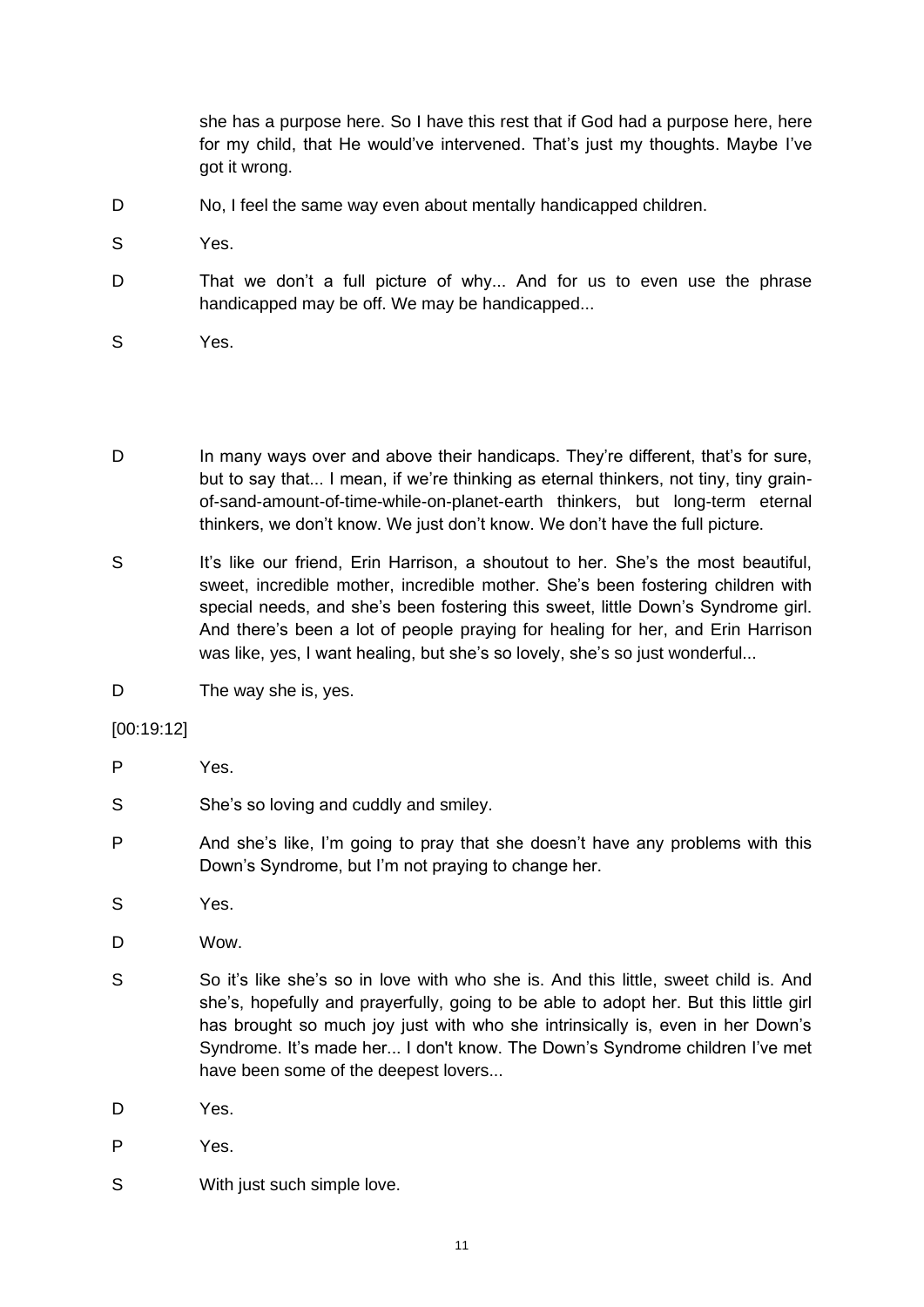she has a purpose here. So I have this rest that if God had a purpose here, here for my child, that He would've intervened. That's just my thoughts. Maybe I've got it wrong.

D No, I feel the same way even about mentally handicapped children.

S Yes.

D That we don't a full picture of why... And for us to even use the phrase handicapped may be off. We may be handicapped...

S Yes.

D In many ways over and above their handicaps. They're different, that's for sure, but to say that... I mean, if we're thinking as eternal thinkers, not tiny, tiny grain-of-sand-amount-of-time-while-on-planet-earth thinkers, but long-term eternal thinkers, we don't know. We just don't know. We don't have the full picture.

S It's like our friend, Erin Harrison, a shoutout to her. She's the most beautiful, sweet, incredible mother, incredible mother. She's been fostering children with special needs, and she's been fostering this sweet, little Down's Syndrome girl. And there's been a lot of people praying for healing for her, and Erin Harrison was like, yes, I want healing, but she's so lovely, she's so just wonderful...

D The way she is, yes.

[00:19:12]

P Yes.

S She's so loving and cuddly and smiley.

P And she's like, I'm going to pray that she doesn't have any problems with this Down's Syndrome, but I'm not praying to change her.

S Yes.

D Wow.

S So it's like she's so in love with who she is. And this little, sweet child is. And she's, hopefully and prayerfully, going to be able to adopt her. But this little girl has brought so much joy just with who she intrinsically is, even in her Down's Syndrome. It's made her... I don't know. The Down's Syndrome children I've met have been some of the deepest lovers...

D Yes.

P Yes.

S With just such simple love.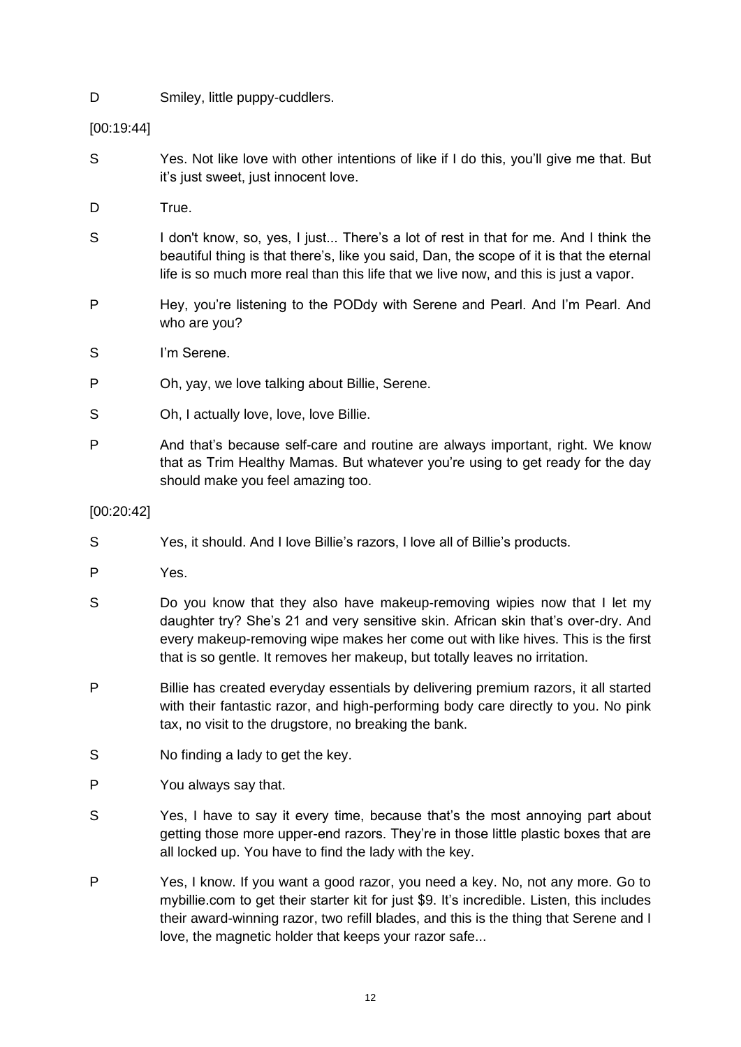D Smiley, little puppy-cuddlers.

[00:19:44]

S Yes. Not like love with other intentions of like if I do this, you'll give me that. But it's just sweet, just innocent love.

D True.

S I don't know, so, yes, I just... There's a lot of rest in that for me. And I think the beautiful thing is that there's, like you said, Dan, the scope of it is that the eternal life is so much more real than this life that we live now, and this is just a vapor.

P Hey, you're listening to the PODdy with Serene and Pearl. And I'm Pearl. And who are you?

S I'm Serene.

P Oh, yay, we love talking about Billie, Serene.

S Oh, I actually love, love, love Billie.

P And that's because self-care and routine are always important, right. We know that as Trim Healthy Mamas. But whatever you're using to get ready for the day should make you feel amazing too.

[00:20:42]

S Yes, it should. And I love Billie's razors, I love all of Billie's products.

P Yes.

S Do you know that they also have makeup-removing wipies now that I let my daughter try? She's 21 and very sensitive skin. African skin that's over-dry. And every makeup-removing wipe makes her come out with like hives. This is the first that is so gentle. It removes her makeup, but totally leaves no irritation.

P Billie has created everyday essentials by delivering premium razors, it all started with their fantastic razor, and high-performing body care directly to you. No pink tax, no visit to the drugstore, no breaking the bank.

S No finding a lady to get the key.

P You always say that.

S Yes, I have to say it every time, because that's the most annoying part about getting those more upper-end razors. They're in those little plastic boxes that are all locked up. You have to find the lady with the key.

P Yes, I know. If you want a good razor, you need a key. No, not any more. Go to mybillie.com to get their starter kit for just $9. It's incredible. Listen, this includes their award-winning razor, two refill blades, and this is the thing that Serene and I love, the magnetic holder that keeps your razor safe...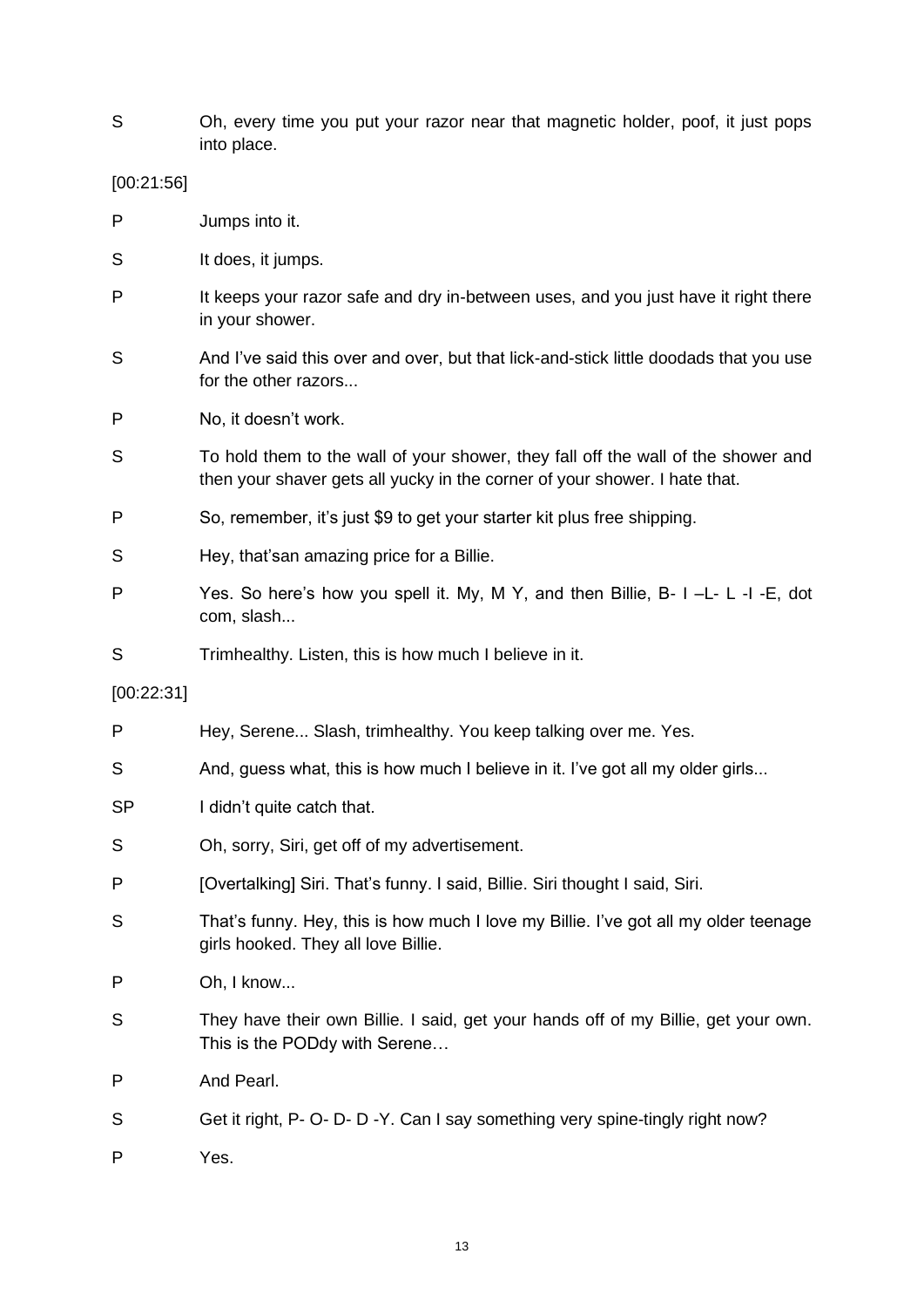S Oh, every time you put your razor near that magnetic holder, poof, it just pops into place.

[00:21:56]

P Jumps into it.

S It does, it jumps.

P It keeps your razor safe and dry in-between uses, and you just have it right there in your shower.

S And I've said this over and over, but that lick-and-stick little doodads that you use for the other razors...

P No, it doesn't work.

S To hold them to the wall of your shower, they fall off the wall of the shower and then your shaver gets all yucky in the corner of your shower. I hate that.

P So, remember, it's just $9 to get your starter kit plus free shipping.

S Hey, that'san amazing price for a Billie.

P Yes. So here's how you spell it. My, M Y, and then Billie, B- I –L- L -I -E, dot com, slash...

S Trimhealthy. Listen, this is how much I believe in it.

[00:22:31]

P Hey, Serene... Slash, trimhealthy. You keep talking over me. Yes.

S And, guess what, this is how much I believe in it. I've got all my older girls...

SP I didn't quite catch that.

S Oh, sorry, Siri, get off of my advertisement.

P [Overtalking] Siri. That's funny. I said, Billie. Siri thought I said, Siri.

S That's funny. Hey, this is how much I love my Billie. I've got all my older teenage girls hooked. They all love Billie.

P Oh, I know...

S They have their own Billie. I said, get your hands off of my Billie, get your own. This is the PODdy with Serene…

P And Pearl.

S Get it right, P- O- D- D -Y. Can I say something very spine-tingly right now?

P Yes.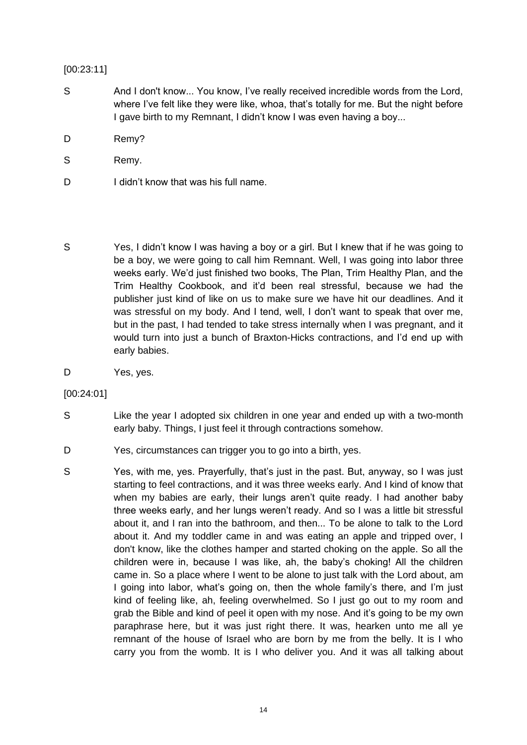[00:23:11]

S And I don't know... You know, I've really received incredible words from the Lord, where I've felt like they were like, whoa, that's totally for me. But the night before I gave birth to my Remnant, I didn't know I was even having a boy...

D Remy?

S Remy.

D I didn't know that was his full name.

S Yes, I didn't know I was having a boy or a girl. But I knew that if he was going to be a boy, we were going to call him Remnant. Well, I was going into labor three weeks early. We'd just finished two books, The Plan, Trim Healthy Plan, and the Trim Healthy Cookbook, and it'd been real stressful, because we had the publisher just kind of like on us to make sure we have hit our deadlines. And it was stressful on my body. And I tend, well, I don't want to speak that over me, but in the past, I had tended to take stress internally when I was pregnant, and it would turn into just a bunch of Braxton-Hicks contractions, and I'd end up with early babies.

D Yes, yes.

[00:24:01]

S Like the year I adopted six children in one year and ended up with a two-month early baby. Things, I just feel it through contractions somehow.

D Yes, circumstances can trigger you to go into a birth, yes.

S Yes, with me, yes. Prayerfully, that's just in the past. But, anyway, so I was just starting to feel contractions, and it was three weeks early. And I kind of know that when my babies are early, their lungs aren't quite ready. I had another baby three weeks early, and her lungs weren't ready. And so I was a little bit stressful about it, and I ran into the bathroom, and then... To be alone to talk to the Lord about it. And my toddler came in and was eating an apple and tripped over, I don't know, like the clothes hamper and started choking on the apple. So all the children were in, because I was like, ah, the baby's choking! All the children came in. So a place where I went to be alone to just talk with the Lord about, am I going into labor, what's going on, then the whole family's there, and I'm just kind of feeling like, ah, feeling overwhelmed. So I just go out to my room and grab the Bible and kind of peel it open with my nose. And it's going to be my own paraphrase here, but it was just right there. It was, hearken unto me all ye remnant of the house of Israel who are born by me from the belly. It is I who carry you from the womb. It is I who deliver you. And it was all talking about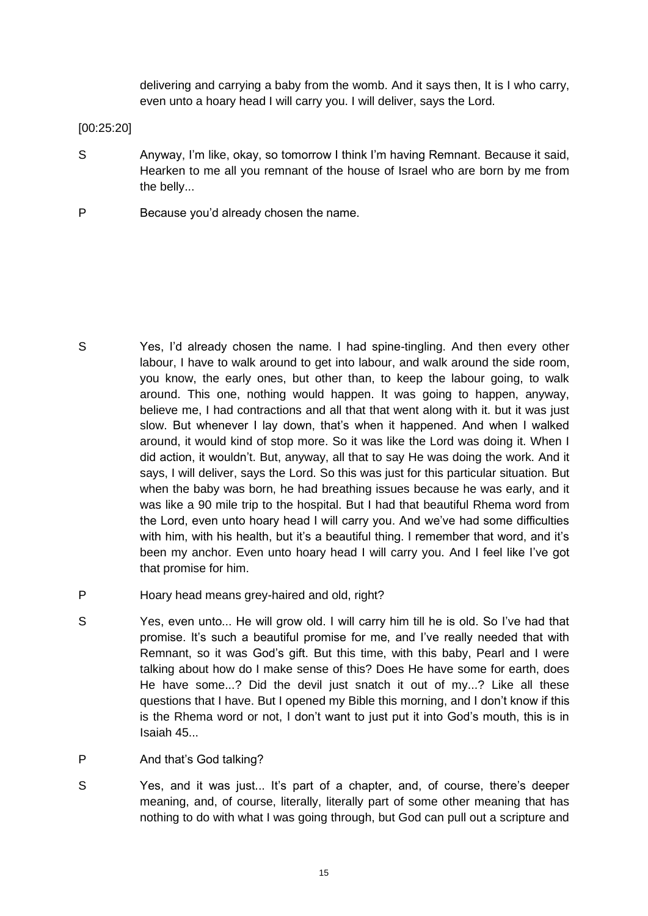delivering and carrying a baby from the womb. And it says then, It is I who carry, even unto a hoary head I will carry you. I will deliver, says the Lord.

[00:25:20]

S Anyway, I'm like, okay, so tomorrow I think I'm having Remnant. Because it said, Hearken to me all you remnant of the house of Israel who are born by me from the belly...

P Because you'd already chosen the name.

S Yes, I'd already chosen the name. I had spine-tingling. And then every other labour, I have to walk around to get into labour, and walk around the side room, you know, the early ones, but other than, to keep the labour going, to walk around. This one, nothing would happen. It was going to happen, anyway, believe me, I had contractions and all that that went along with it. but it was just slow. But whenever I lay down, that's when it happened. And when I walked around, it would kind of stop more. So it was like the Lord was doing it. When I did action, it wouldn't. But, anyway, all that to say He was doing the work. And it says, I will deliver, says the Lord. So this was just for this particular situation. But when the baby was born, he had breathing issues because he was early, and it was like a 90 mile trip to the hospital. But I had that beautiful Rhema word from the Lord, even unto hoary head I will carry you. And we've had some difficulties with him, with his health, but it's a beautiful thing. I remember that word, and it's been my anchor. Even unto hoary head I will carry you. And I feel like I've got that promise for him.

P Hoary head means grey-haired and old, right?

S Yes, even unto... He will grow old. I will carry him till he is old. So I've had that promise. It's such a beautiful promise for me, and I've really needed that with Remnant, so it was God's gift. But this time, with this baby, Pearl and I were talking about how do I make sense of this? Does He have some for earth, does He have some...? Did the devil just snatch it out of my...? Like all these questions that I have. But I opened my Bible this morning, and I don't know if this is the Rhema word or not, I don't want to just put it into God's mouth, this is in Isaiah 45...

P And that's God talking?

S Yes, and it was just... It's part of a chapter, and, of course, there's deeper meaning, and, of course, literally, literally part of some other meaning that has nothing to do with what I was going through, but God can pull out a scripture and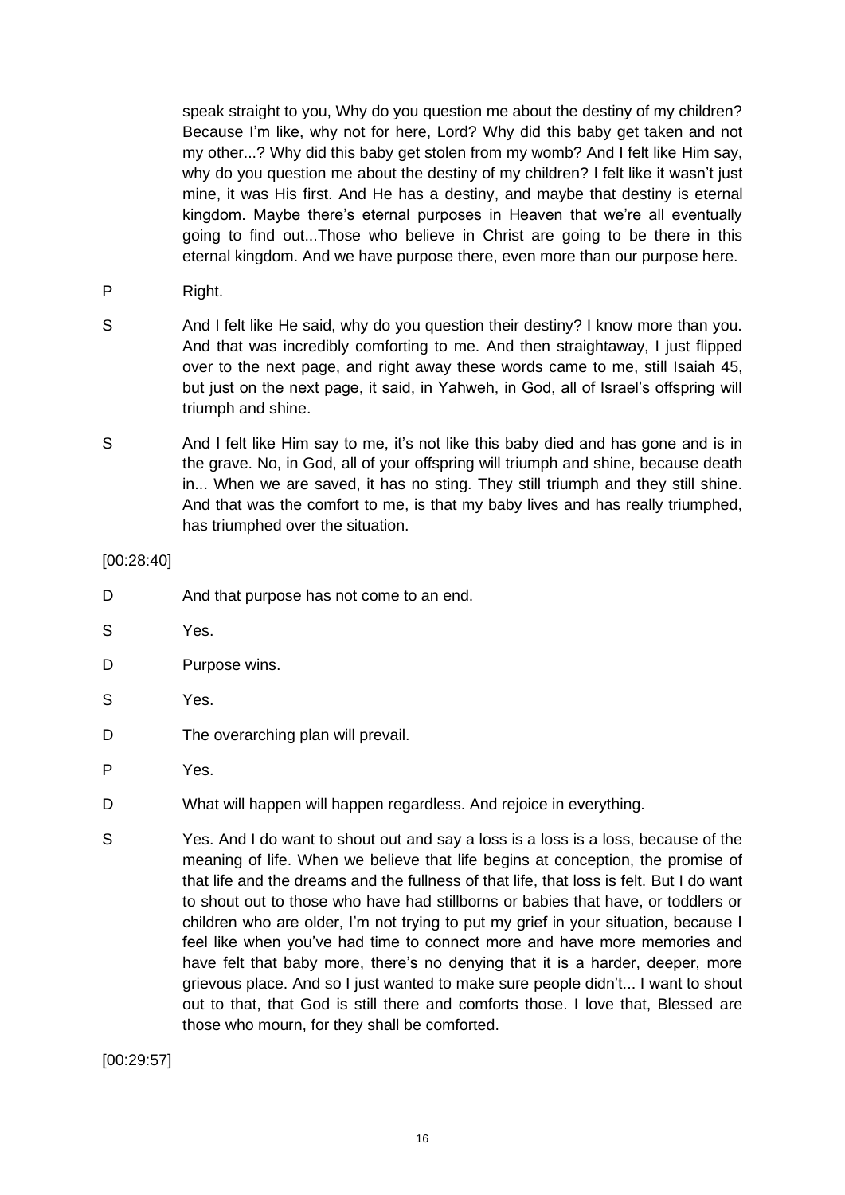speak straight to you, Why do you question me about the destiny of my children? Because I'm like, why not for here, Lord? Why did this baby get taken and not my other...? Why did this baby get stolen from my womb? And I felt like Him say, why do you question me about the destiny of my children? I felt like it wasn't just mine, it was His first. And He has a destiny, and maybe that destiny is eternal kingdom. Maybe there's eternal purposes in Heaven that we're all eventually going to find out...Those who believe in Christ are going to be there in this eternal kingdom. And we have purpose there, even more than our purpose here.

P Right.

S And I felt like He said, why do you question their destiny? I know more than you. And that was incredibly comforting to me. And then straightaway, I just flipped over to the next page, and right away these words came to me, still Isaiah 45, but just on the next page, it said, in Yahweh, in God, all of Israel's offspring will triumph and shine.

S And I felt like Him say to me, it's not like this baby died and has gone and is in the grave. No, in God, all of your offspring will triumph and shine, because death in... When we are saved, it has no sting. They still triumph and they still shine. And that was the comfort to me, is that my baby lives and has really triumphed, has triumphed over the situation.

[00:28:40]

D And that purpose has not come to an end.

S Yes.

D Purpose wins.

S Yes.

D The overarching plan will prevail.

P Yes.

D What will happen will happen regardless. And rejoice in everything.

S Yes. And I do want to shout out and say a loss is a loss is a loss, because of the meaning of life. When we believe that life begins at conception, the promise of that life and the dreams and the fullness of that life, that loss is felt. But I do want to shout out to those who have had stillborns or babies that have, or toddlers or children who are older, I'm not trying to put my grief in your situation, because I feel like when you've had time to connect more and have more memories and have felt that baby more, there's no denying that it is a harder, deeper, more grievous place. And so I just wanted to make sure people didn't... I want to shout out to that, that God is still there and comforts those. I love that, Blessed are those who mourn, for they shall be comforted.

[00:29:57]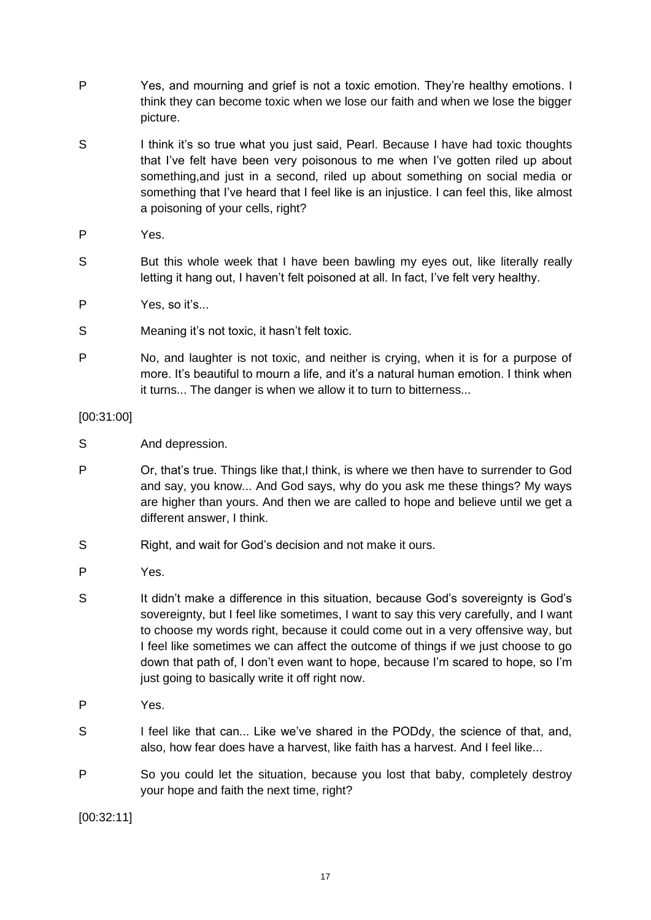P Yes, and mourning and grief is not a toxic emotion. They're healthy emotions. I think they can become toxic when we lose our faith and when we lose the bigger picture.

S I think it's so true what you just said, Pearl. Because I have had toxic thoughts that I've felt have been very poisonous to me when I've gotten riled up about something,and just in a second, riled up about something on social media or something that I've heard that I feel like is an injustice. I can feel this, like almost a poisoning of your cells, right?

P Yes.

S But this whole week that I have been bawling my eyes out, like literally really letting it hang out, I haven't felt poisoned at all. In fact, I've felt very healthy.

P Yes, so it's...

S Meaning it's not toxic, it hasn't felt toxic.

P No, and laughter is not toxic, and neither is crying, when it is for a purpose of more. It's beautiful to mourn a life, and it's a natural human emotion. I think when it turns... The danger is when we allow it to turn to bitterness...

[00:31:00]

S And depression.

P Or, that's true. Things like that,I think, is where we then have to surrender to God and say, you know... And God says, why do you ask me these things? My ways are higher than yours. And then we are called to hope and believe until we get a different answer, I think.

S Right, and wait for God's decision and not make it ours.

P Yes.

S It didn't make a difference in this situation, because God's sovereignty is God's sovereignty, but I feel like sometimes, I want to say this very carefully, and I want to choose my words right, because it could come out in a very offensive way, but I feel like sometimes we can affect the outcome of things if we just choose to go down that path of, I don't even want to hope, because I'm scared to hope, so I'm just going to basically write it off right now.

P Yes.

S I feel like that can... Like we've shared in the PODdy, the science of that, and, also, how fear does have a harvest, like faith has a harvest. And I feel like...

P So you could let the situation, because you lost that baby, completely destroy your hope and faith the next time, right?

[00:32:11]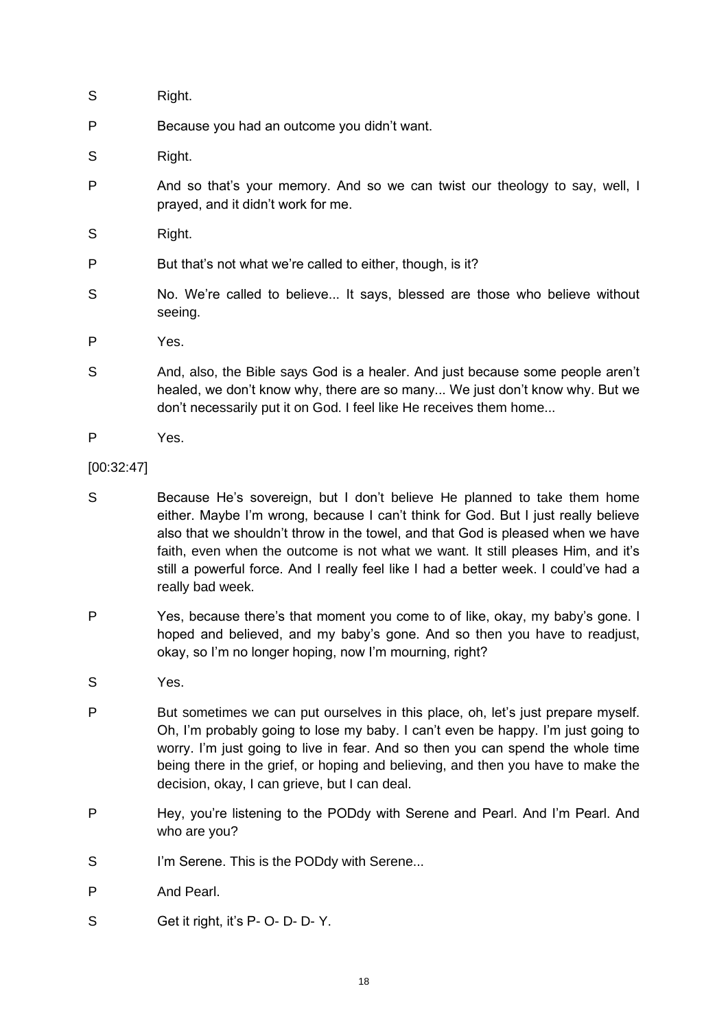S Right.

P Because you had an outcome you didn't want.

S Right.

P And so that's your memory. And so we can twist our theology to say, well, I prayed, and it didn't work for me.

S Right.

P But that's not what we're called to either, though, is it?

S No. We're called to believe... It says, blessed are those who believe without seeing.

P Yes.

S And, also, the Bible says God is a healer. And just because some people aren't healed, we don't know why, there are so many... We just don't know why. But we don't necessarily put it on God. I feel like He receives them home...

P Yes.

[00:32:47]

S Because He's sovereign, but I don't believe He planned to take them home either. Maybe I'm wrong, because I can't think for God. But I just really believe also that we shouldn't throw in the towel, and that God is pleased when we have faith, even when the outcome is not what we want. It still pleases Him, and it's still a powerful force. And I really feel like I had a better week. I could've had a really bad week.

P Yes, because there's that moment you come to of like, okay, my baby's gone. I hoped and believed, and my baby's gone. And so then you have to readjust, okay, so I'm no longer hoping, now I'm mourning, right?

S Yes.

P But sometimes we can put ourselves in this place, oh, let's just prepare myself. Oh, I'm probably going to lose my baby. I can't even be happy. I'm just going to worry. I'm just going to live in fear. And so then you can spend the whole time being there in the grief, or hoping and believing, and then you have to make the decision, okay, I can grieve, but I can deal.

P Hey, you're listening to the PODdy with Serene and Pearl. And I'm Pearl. And who are you?

S I'm Serene. This is the PODdy with Serene...

P And Pearl.

S Get it right, it's P- O- D- D- Y.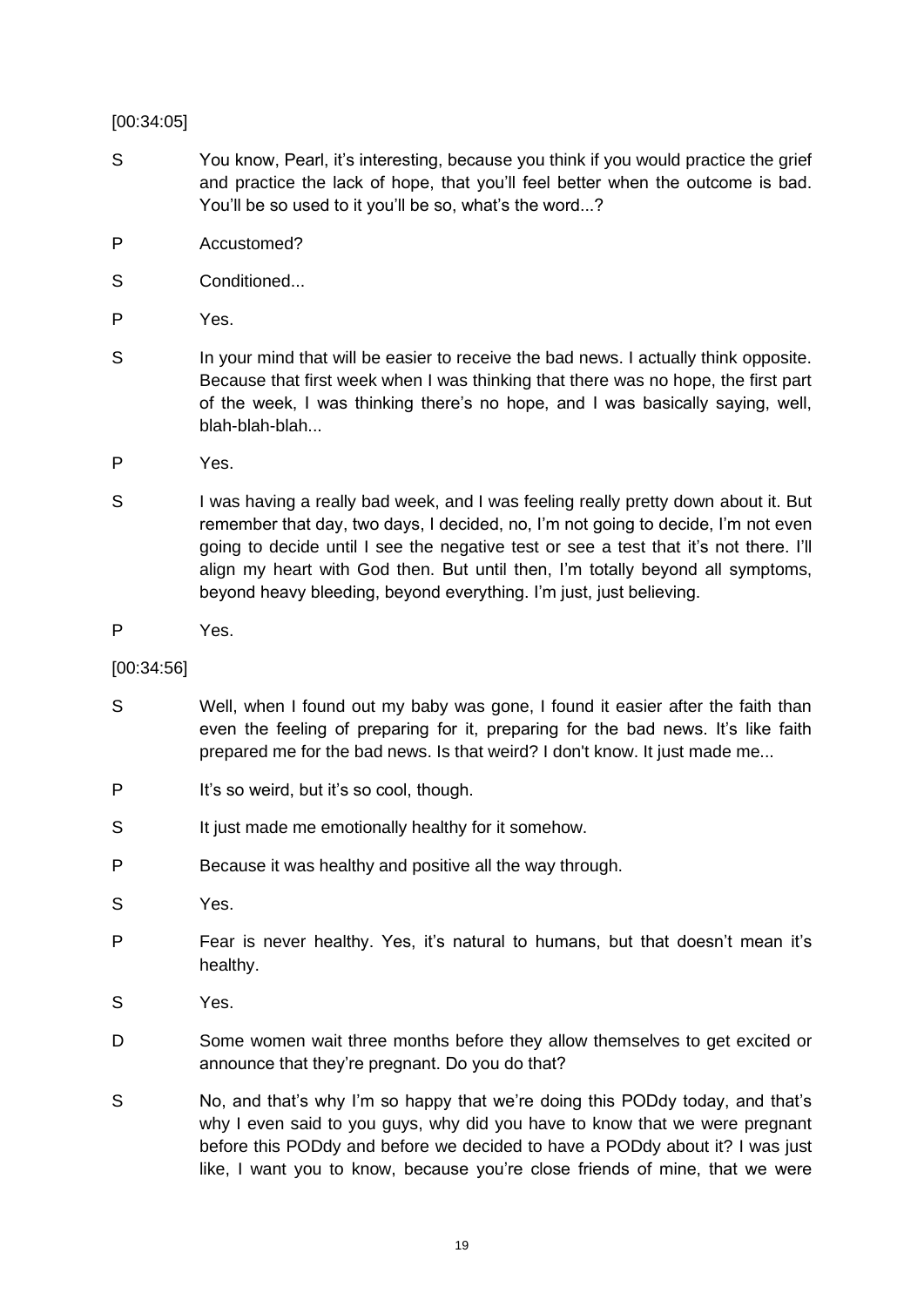[00:34:05]

S You know, Pearl, it's interesting, because you think if you would practice the grief and practice the lack of hope, that you'll feel better when the outcome is bad. You'll be so used to it you'll be so, what's the word...?

P Accustomed?

S Conditioned...

P Yes.

S In your mind that will be easier to receive the bad news. I actually think opposite. Because that first week when I was thinking that there was no hope, the first part of the week, I was thinking there's no hope, and I was basically saying, well, blah-blah-blah...

P Yes.

S I was having a really bad week, and I was feeling really pretty down about it. But remember that day, two days, I decided, no, I'm not going to decide, I'm not even going to decide until I see the negative test or see a test that it's not there. I'll align my heart with God then. But until then, I'm totally beyond all symptoms, beyond heavy bleeding, beyond everything. I'm just, just believing.

P Yes.

[00:34:56]

S Well, when I found out my baby was gone, I found it easier after the faith than even the feeling of preparing for it, preparing for the bad news. It's like faith prepared me for the bad news. Is that weird? I don't know. It just made me...

P It's so weird, but it's so cool, though.

S It just made me emotionally healthy for it somehow.

P Because it was healthy and positive all the way through.

S Yes.

P Fear is never healthy. Yes, it's natural to humans, but that doesn't mean it's healthy.

S Yes.

D Some women wait three months before they allow themselves to get excited or announce that they're pregnant. Do you do that?

S No, and that's why I'm so happy that we're doing this PODdy today, and that's why I even said to you guys, why did you have to know that we were pregnant before this PODdy and before we decided to have a PODdy about it? I was just like, I want you to know, because you're close friends of mine, that we were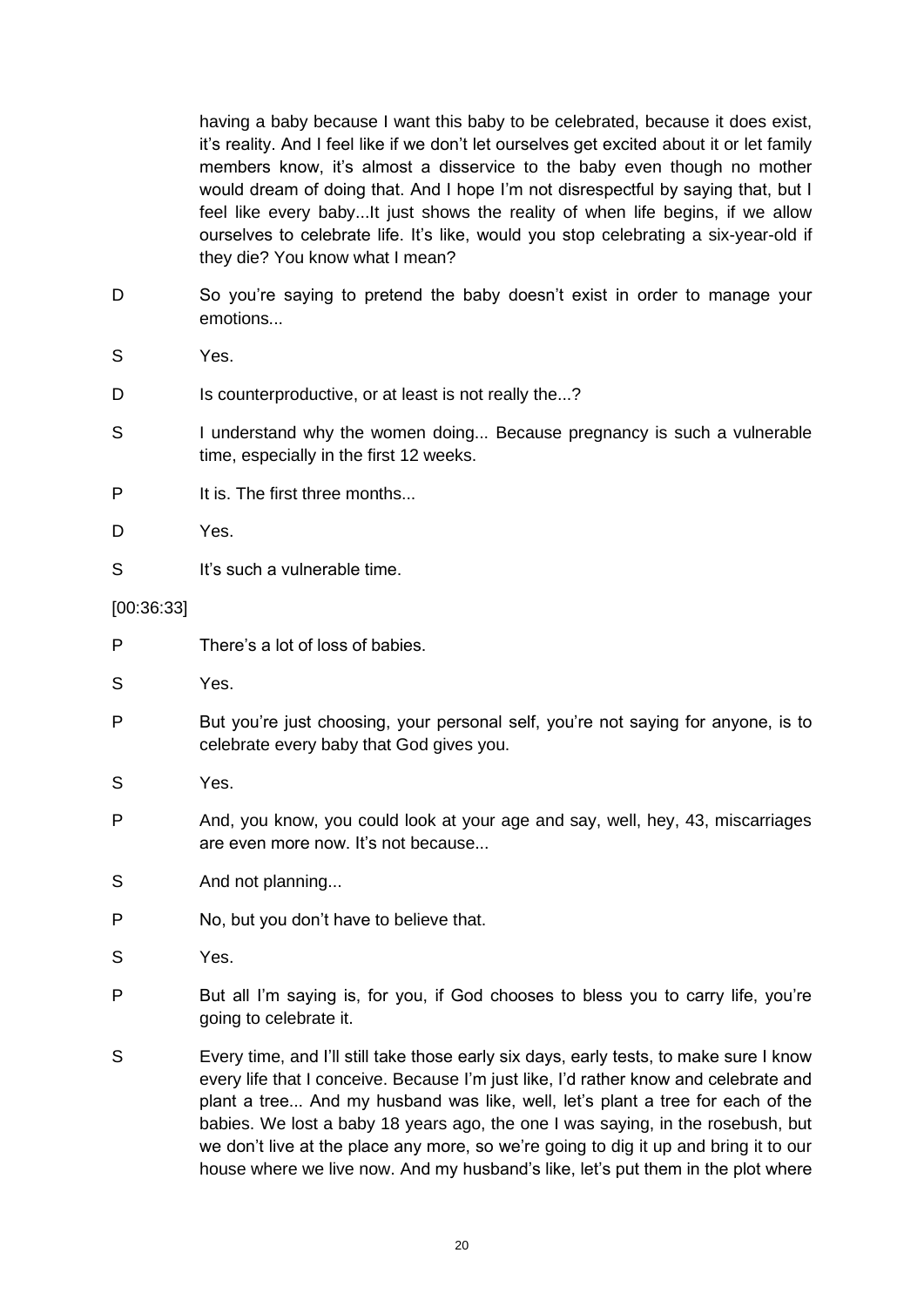having a baby because I want this baby to be celebrated, because it does exist, it's reality. And I feel like if we don't let ourselves get excited about it or let family members know, it's almost a disservice to the baby even though no mother would dream of doing that. And I hope I'm not disrespectful by saying that, but I feel like every baby...It just shows the reality of when life begins, if we allow ourselves to celebrate life. It's like, would you stop celebrating a six-year-old if they die? You know what I mean?

D So you're saying to pretend the baby doesn't exist in order to manage your emotions...

S Yes.

D Is counterproductive, or at least is not really the...?

S I understand why the women doing... Because pregnancy is such a vulnerable time, especially in the first 12 weeks.

P It is. The first three months...

D Yes.

S It's such a vulnerable time.

[00:36:33]

P There's a lot of loss of babies.

S Yes.

P But you're just choosing, your personal self, you're not saying for anyone, is to celebrate every baby that God gives you.

S Yes.

P And, you know, you could look at your age and say, well, hey, 43, miscarriages are even more now. It's not because...

S And not planning...

P No, but you don't have to believe that.

S Yes.

P But all I'm saying is, for you, if God chooses to bless you to carry life, you're going to celebrate it.

S Every time, and I'll still take those early six days, early tests, to make sure I know every life that I conceive. Because I'm just like, I'd rather know and celebrate and plant a tree... And my husband was like, well, let's plant a tree for each of the babies. We lost a baby 18 years ago, the one I was saying, in the rosebush, but we don't live at the place any more, so we're going to dig it up and bring it to our house where we live now. And my husband's like, let's put them in the plot where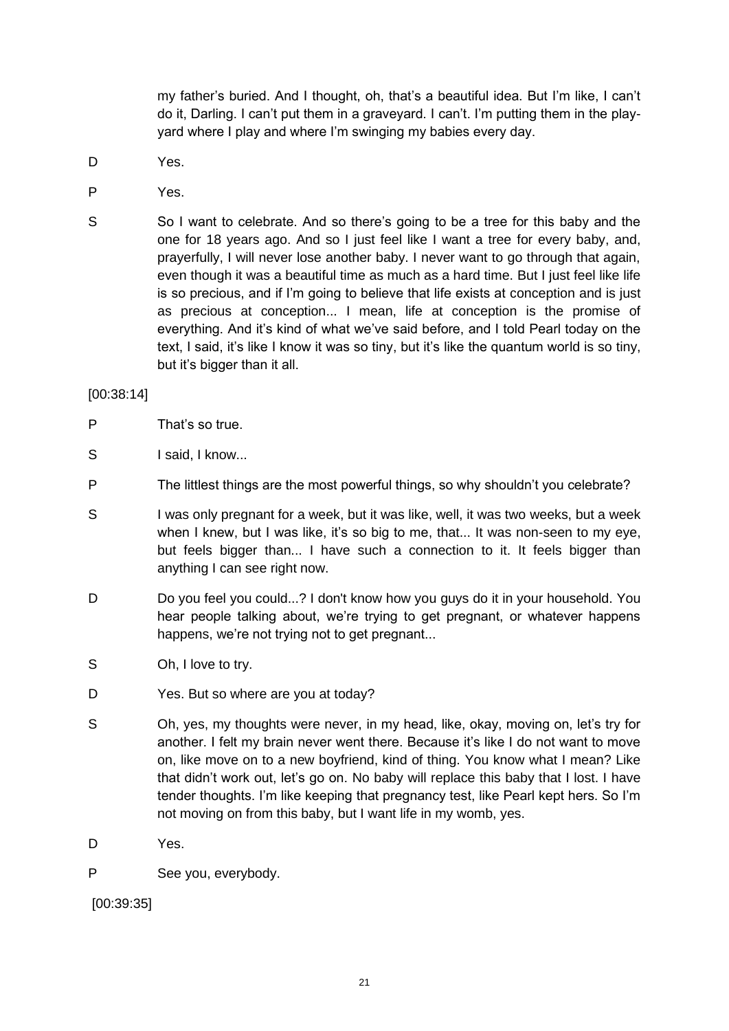my father's buried. And I thought, oh, that's a beautiful idea. But I'm like, I can't do it, Darling. I can't put them in a graveyard. I can't. I'm putting them in the play-yard where I play and where I'm swinging my babies every day.

D Yes.

P Yes.

S So I want to celebrate. And so there's going to be a tree for this baby and the one for 18 years ago. And so I just feel like I want a tree for every baby, and, prayerfully, I will never lose another baby. I never want to go through that again, even though it was a beautiful time as much as a hard time. But I just feel like life is so precious, and if I'm going to believe that life exists at conception and is just as precious at conception... I mean, life at conception is the promise of everything. And it's kind of what we've said before, and I told Pearl today on the text, I said, it's like I know it was so tiny, but it's like the quantum world is so tiny, but it's bigger than it all.

[00:38:14]

P That's so true.

S I said, I know...

P The littlest things are the most powerful things, so why shouldn't you celebrate?

S I was only pregnant for a week, but it was like, well, it was two weeks, but a week when I knew, but I was like, it's so big to me, that... It was non-seen to my eye, but feels bigger than... I have such a connection to it. It feels bigger than anything I can see right now.

D Do you feel you could...? I don't know how you guys do it in your household. You hear people talking about, we're trying to get pregnant, or whatever happens happens, we're not trying not to get pregnant...

S Oh, I love to try.

D Yes. But so where are you at today?

S Oh, yes, my thoughts were never, in my head, like, okay, moving on, let's try for another. I felt my brain never went there. Because it's like I do not want to move on, like move on to a new boyfriend, kind of thing. You know what I mean? Like that didn't work out, let's go on. No baby will replace this baby that I lost. I have tender thoughts. I'm like keeping that pregnancy test, like Pearl kept hers. So I'm not moving on from this baby, but I want life in my womb, yes.

D Yes.

P See you, everybody.

[00:39:35]